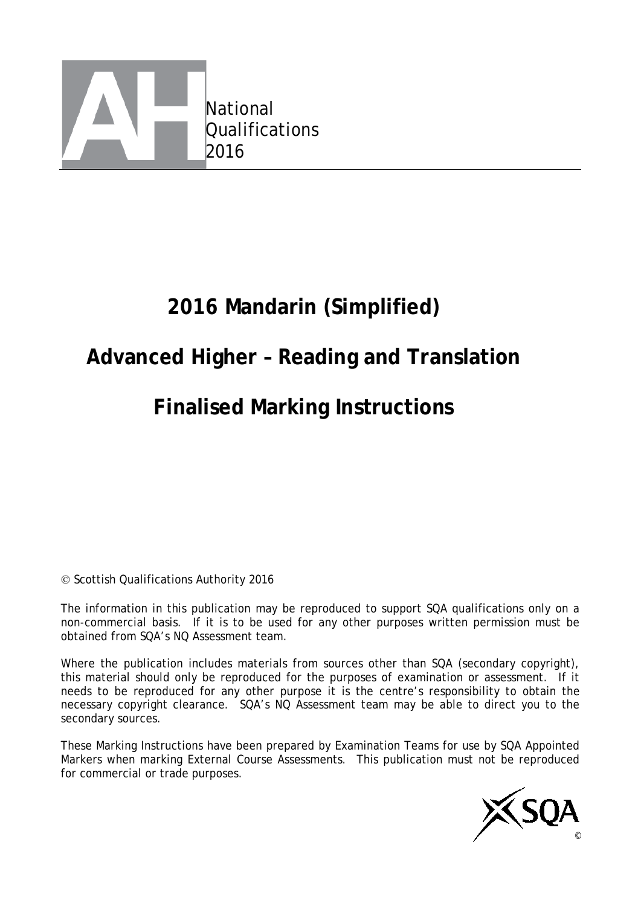National
Qualifications
2016

# 2016 Mandarin (Simplified)

# Advanced Higher – Reading and Translation

# Finalised Marking Instructions

© Scottish Qualifications Authority 2016

The information in this publication may be reproduced to support SQA qualifications only on a non-commercial basis. If it is to be used for any other purposes written permission must be obtained from SQA's NQ Assessment team.

Where the publication includes materials from sources other than SQA (secondary copyright), this material should only be reproduced for the purposes of examination or assessment. If it needs to be reproduced for any other purpose it is the centre's responsibility to obtain the necessary copyright clearance. SQA's NQ Assessment team may be able to direct you to the secondary sources.

These Marking Instructions have been prepared by Examination Teams for use by SQA Appointed Markers when marking External Course Assessments. This publication must not be reproduced for commercial or trade purposes.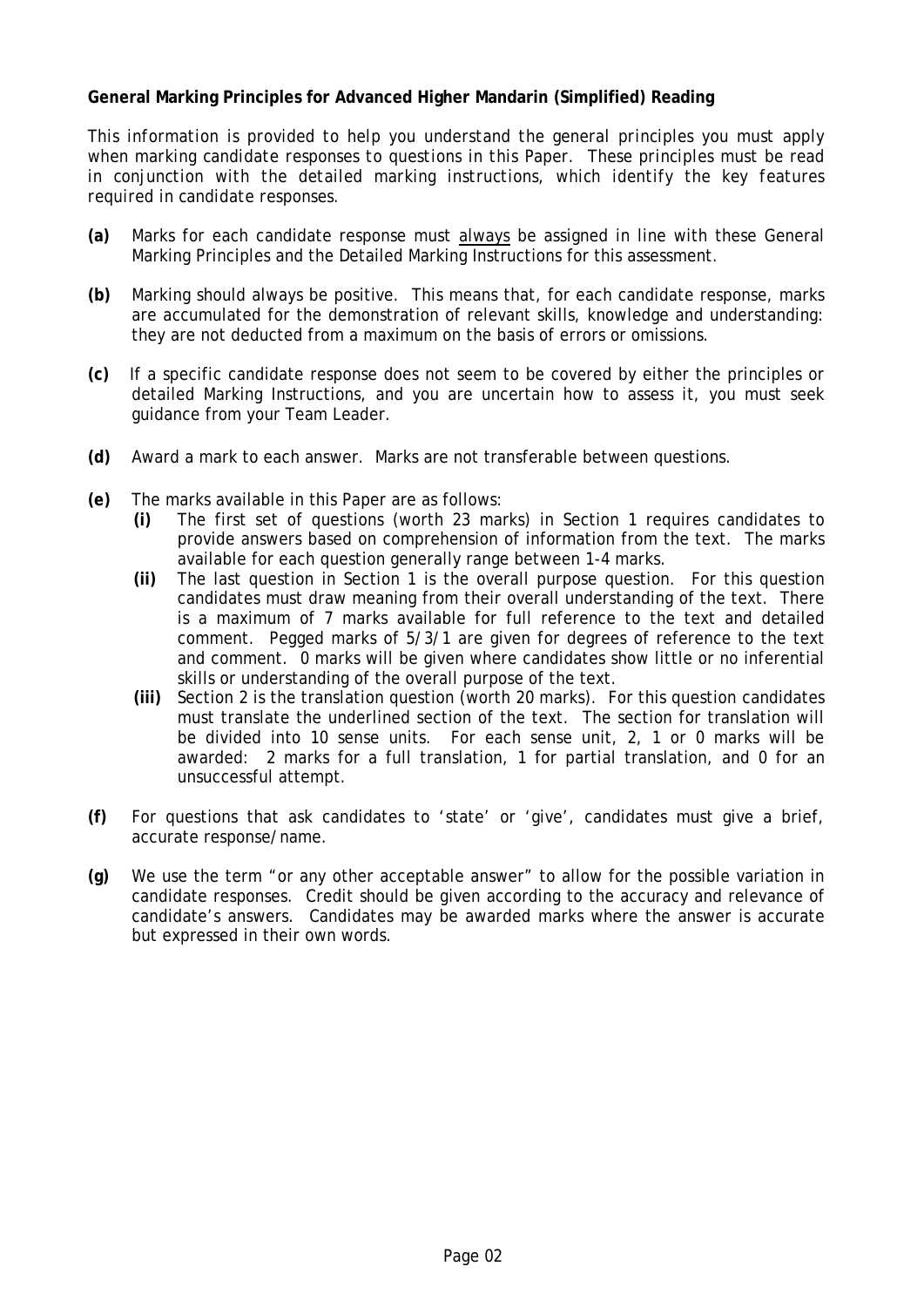**General Marking Principles for Advanced Higher Mandarin (Simplified) Reading**

*This information is provided to help you understand the general principles you must apply when marking candidate responses to questions in this Paper. These principles must be read in conjunction with the detailed marking instructions, which identify the key features required in candidate responses.*

**(a)** Marks for each candidate response must always be assigned in line with these General Marking Principles and the Detailed Marking Instructions for this assessment.

**(b)** Marking should always be positive. This means that, for each candidate response, marks are accumulated for the demonstration of relevant skills, knowledge and understanding: they are not deducted from a maximum on the basis of errors or omissions.

**(c)** If a specific candidate response does not seem to be covered by either the principles or detailed Marking Instructions, and you are uncertain how to assess it, you must seek guidance from your Team Leader.

**(d)** Award a mark to each answer. Marks are not transferable between questions.

**(e)** The marks available in this Paper are as follows:

- **(i)** The first set of questions (worth 23 marks) in Section 1 requires candidates to provide answers based on comprehension of information from the text. The marks available for each question generally range between 1-4 marks.
- **(ii)** The last question in Section 1 is the overall purpose question. For this question candidates must draw meaning from their overall understanding of the text. There is a maximum of 7 marks available for full reference to the text and detailed comment. Pegged marks of 5/3/1 are given for degrees of reference to the text and comment. 0 marks will be given where candidates show little or no inferential skills or understanding of the overall purpose of the text.
- **(iii)** Section 2 is the translation question (worth 20 marks). For this question candidates must translate the underlined section of the text. The section for translation will be divided into 10 sense units. For each sense unit, 2, 1 or 0 marks will be awarded: 2 marks for a full translation, 1 for partial translation, and 0 for an unsuccessful attempt.

**(f)** For questions that ask candidates to 'state' or 'give', candidates must give a brief, accurate response/name.

**(g)** We use the term "or any other acceptable answer" to allow for the possible variation in candidate responses. Credit should be given according to the accuracy and relevance of candidate's answers. Candidates may be awarded marks where the answer is accurate but expressed in their own words.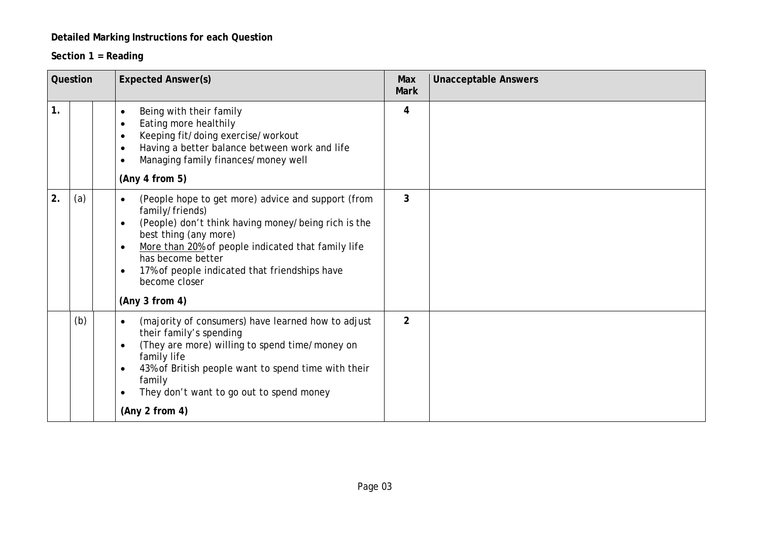**Detailed Marking Instructions for each Question**

**Section 1 = Reading**

| Question | | | Expected Answer(s) | Max Mark | Unacceptable Answers |
|---|---|---|---|---|---|
| 1. | | | • Being with their family<br>• Eating more healthily<br>• Keeping fit/doing exercise/workout<br>• Having a better balance between work and life<br>• Managing family finances/money well<br><br>**(Any 4 from 5)** | 4 | |
| 2. | (a) | | • (People hope to get more) advice and support (from family/friends)<br>• (People) don't think having money/being rich is the best thing (any more)<br>• <u>More than 20%</u> of people indicated that family life has become better<br>• 17% of people indicated that friendships have become closer<br><br>**(Any 3 from 4)** | 3 | |
| | (b) | | • (majority of consumers) have learned how to adjust their family's spending<br>• (They are more) willing to spend time/money on family life<br>• 43% of British people want to spend time with their family<br>• They don't want to go out to spend money<br><br>**(Any 2 from 4)** | 2 | |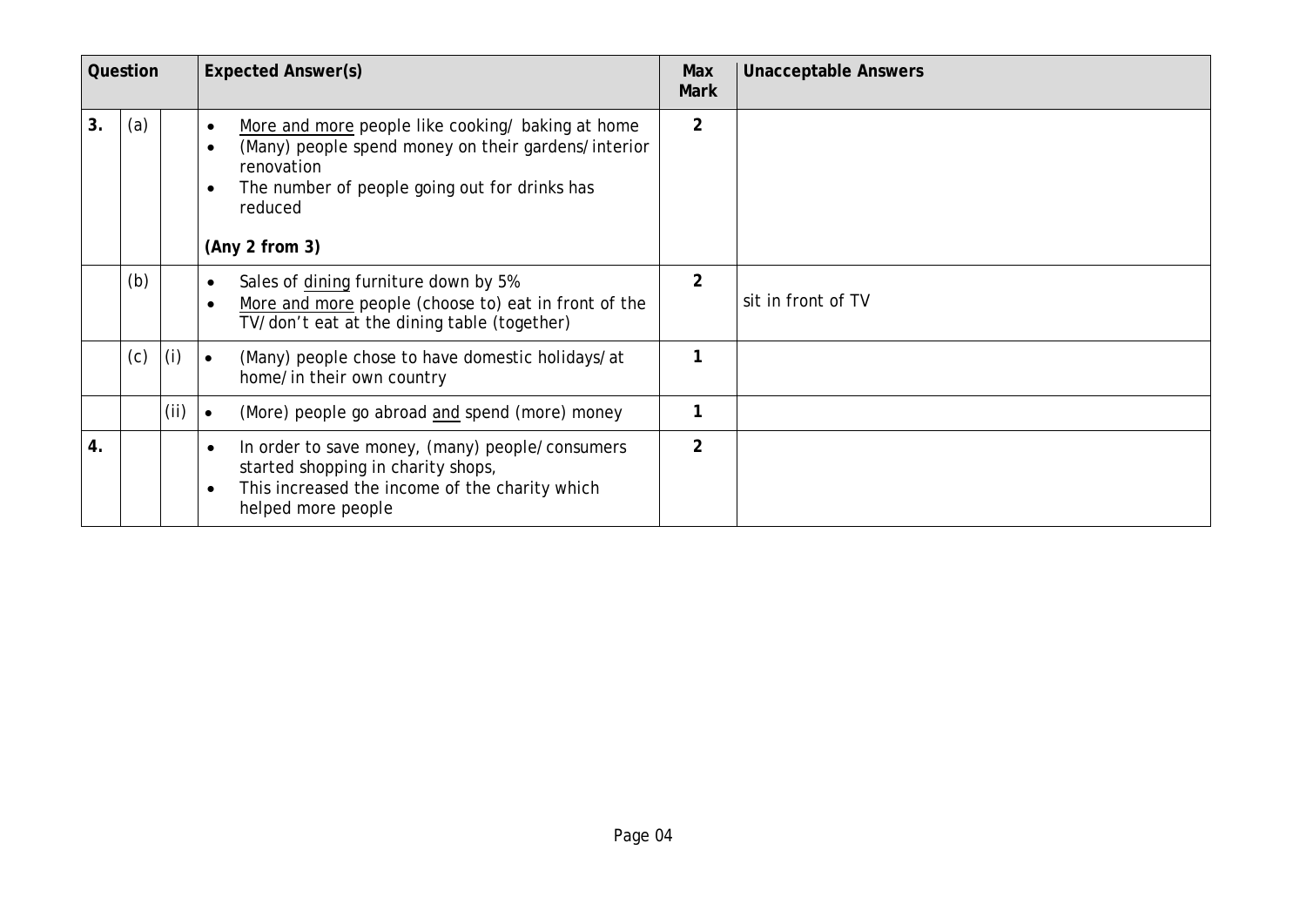| Question | | | Expected Answer(s) | Max Mark | Unacceptable Answers |
|---|---|---|---|---|---|
| 3. | (a) | | • More and more people like cooking/ baking at home<br>• (Many) people spend money on their gardens/interior renovation<br>• The number of people going out for drinks has reduced<br><br>**(Any 2 from 3)** | 2 | |
| | (b) | | • Sales of dining furniture down by 5%<br>• More and more people (choose to) eat in front of the TV/don't eat at the dining table (together) | 2 | sit in front of TV |
| | (c) | (i) | • (Many) people chose to have domestic holidays/at home/in their own country | 1 | |
| | | (ii) | • (More) people go abroad and spend (more) money | 1 | |
| 4. | | | • In order to save money, (many) people/consumers started shopping in charity shops,<br>• This increased the income of the charity which helped more people | 2 | |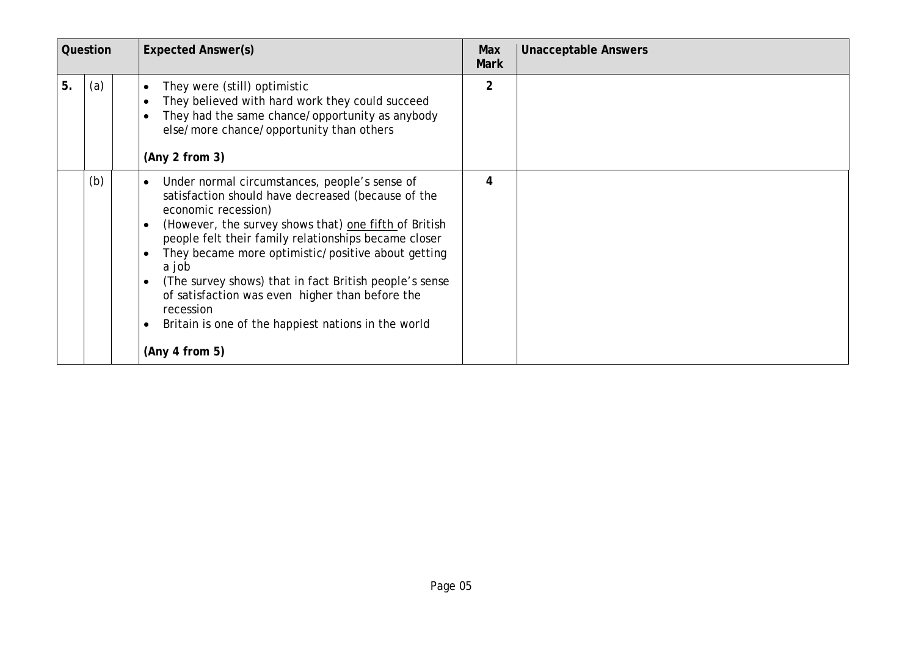| Question | | | Expected Answer(s) | Max Mark | Unacceptable Answers |
|---|---|---|---|---|---|
| 5. | (a) | | • They were (still) optimistic<br>• They believed with hard work they could succeed<br>• They had the same chance/opportunity as anybody else/more chance/opportunity than others<br><br>**(Any 2 from 3)** | 2 | |
| | (b) | | • Under normal circumstances, people's sense of satisfaction should have decreased (because of the economic recession)<br>• (However, the survey shows that) <u>one fifth</u> of British people felt their family relationships became closer<br>• They became more optimistic/positive about getting a job<br>• (The survey shows) that in fact British people's sense of satisfaction was even higher than before the recession<br>• Britain is one of the happiest nations in the world<br><br>**(Any 4 from 5)** | 4 | |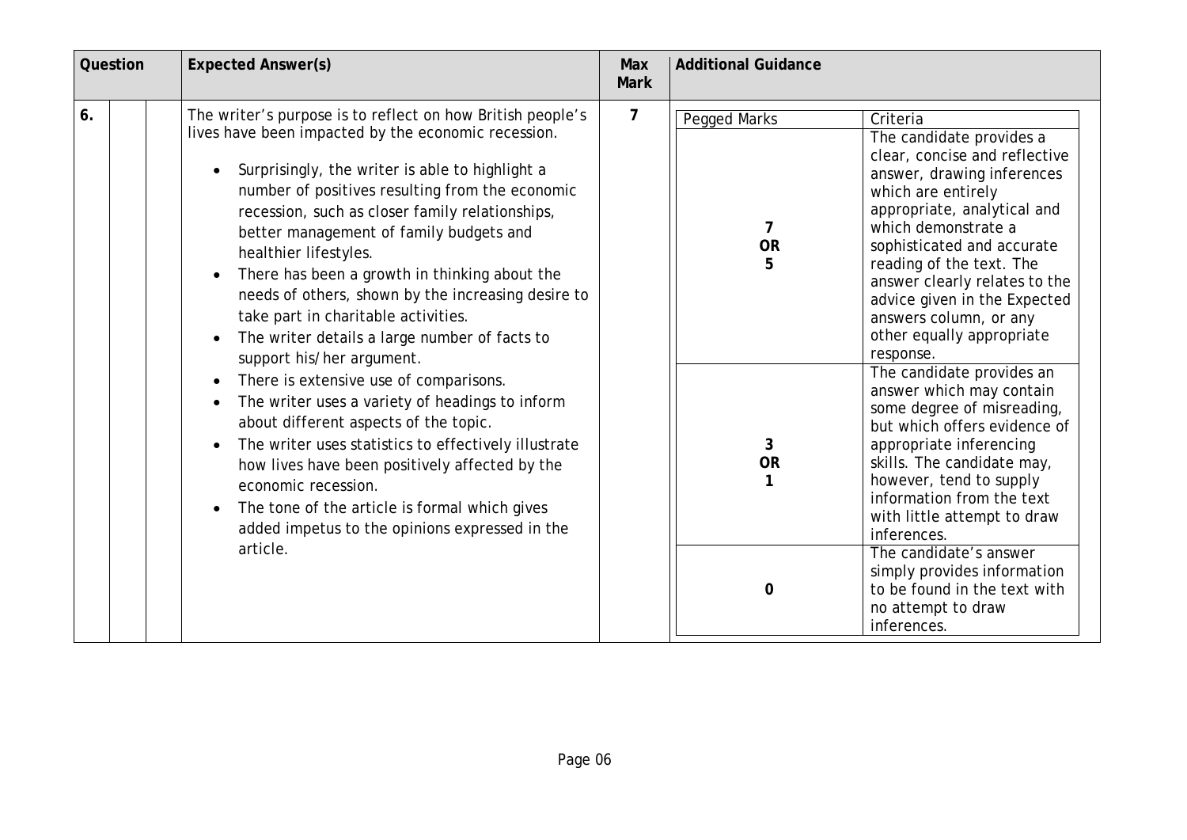| Question | | | Expected Answer(s) | Max Mark | Additional Guidance | |
|---|---|---|---|---|---|---|
| 6. | | | The writer's purpose is to reflect on how British people's lives have been impacted by the economic recession.<br><br>• Surprisingly, the writer is able to highlight a number of positives resulting from the economic recession, such as closer family relationships, better management of family budgets and healthier lifestyles.<br>• There has been a growth in thinking about the needs of others, shown by the increasing desire to take part in charitable activities.<br>• The writer details a large number of facts to support his/her argument.<br>• There is extensive use of comparisons.<br>• The writer uses a variety of headings to inform about different aspects of the topic.<br>• The writer uses statistics to effectively illustrate how lives have been positively affected by the economic recession.<br>• The tone of the article is formal which gives added impetus to the opinions expressed in the article. | 7 | **Pegged Marks** | **Criteria** |
| | | | | | 7 OR 5 | The candidate provides a clear, concise and reflective answer, drawing inferences which are entirely appropriate, analytical and which demonstrate a sophisticated and accurate reading of the text. The answer clearly relates to the advice given in the Expected answers column, or any other equally appropriate response. |
| | | | | | 3 OR 1 | The candidate provides an answer which may contain some degree of misreading, but which offers evidence of appropriate inferencing skills. The candidate may, however, tend to supply information from the text with little attempt to draw inferences. |
| | | | | | 0 | The candidate's answer simply provides information to be found in the text with no attempt to draw inferences. |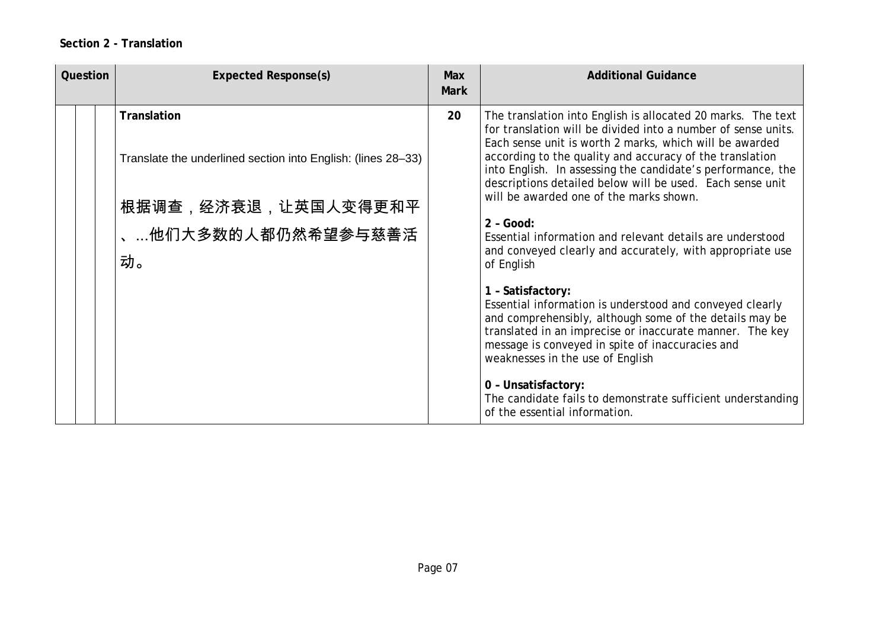**Section 2 - Translation**

| Question | | | Expected Response(s) | Max Mark | Additional Guidance |
|---|---|---|---|---|---|
| | | | **Translation**<br><br>Translate the underlined section into English: (lines 28–33)<br><br>根据调查，经济衰退，让英国人变得更和平、...他们大多数的人都仍然希望参与慈善活动。 | **20** | The translation into English is allocated 20 marks. The text for translation will be divided into a number of sense units. Each sense unit is worth 2 marks, which will be awarded according to the quality and accuracy of the translation into English. In assessing the candidate's performance, the descriptions detailed below will be used. Each sense unit will be awarded one of the marks shown.<br><br>**2 – Good:**<br>Essential information and relevant details are understood and conveyed clearly and accurately, with appropriate use of English<br><br>**1 – Satisfactory:**<br>Essential information is understood and conveyed clearly and comprehensibly, although some of the details may be translated in an imprecise or inaccurate manner. The key message is conveyed in spite of inaccuracies and weaknesses in the use of English<br><br>**0 – Unsatisfactory:**<br>The candidate fails to demonstrate sufficient understanding of the essential information. |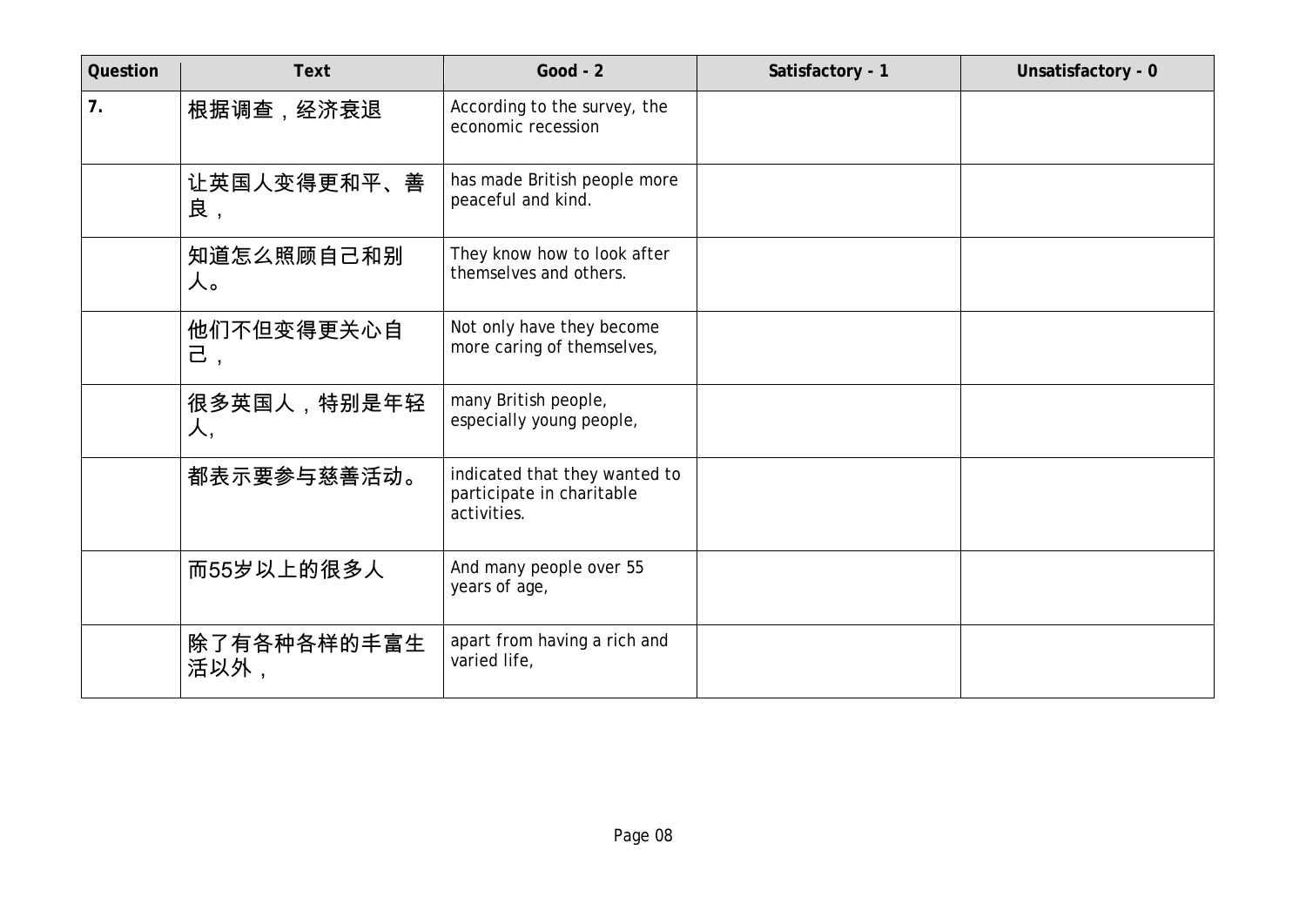| Question | Text | Good - 2 | Satisfactory - 1 | Unsatisfactory - 0 |
|---|---|---|---|---|
| 7. | 根据调查，经济衰退 | According to the survey, the economic recession | | |
| | 让英国人变得更和平、善良， | has made British people more peaceful and kind. | | |
| | 知道怎么照顾自己和别人。 | They know how to look after themselves and others. | | |
| | 他们不但变得更关心自己， | Not only have they become more caring of themselves, | | |
| | 很多英国人，特别是年轻人, | many British people, especially young people, | | |
| | 都表示要参与慈善活动。 | indicated that they wanted to participate in charitable activities. | | |
| | 而55岁以上的很多人 | And many people over 55 years of age, | | |
| | 除了有各种各样的丰富生活以外， | apart from having a rich and varied life, | | |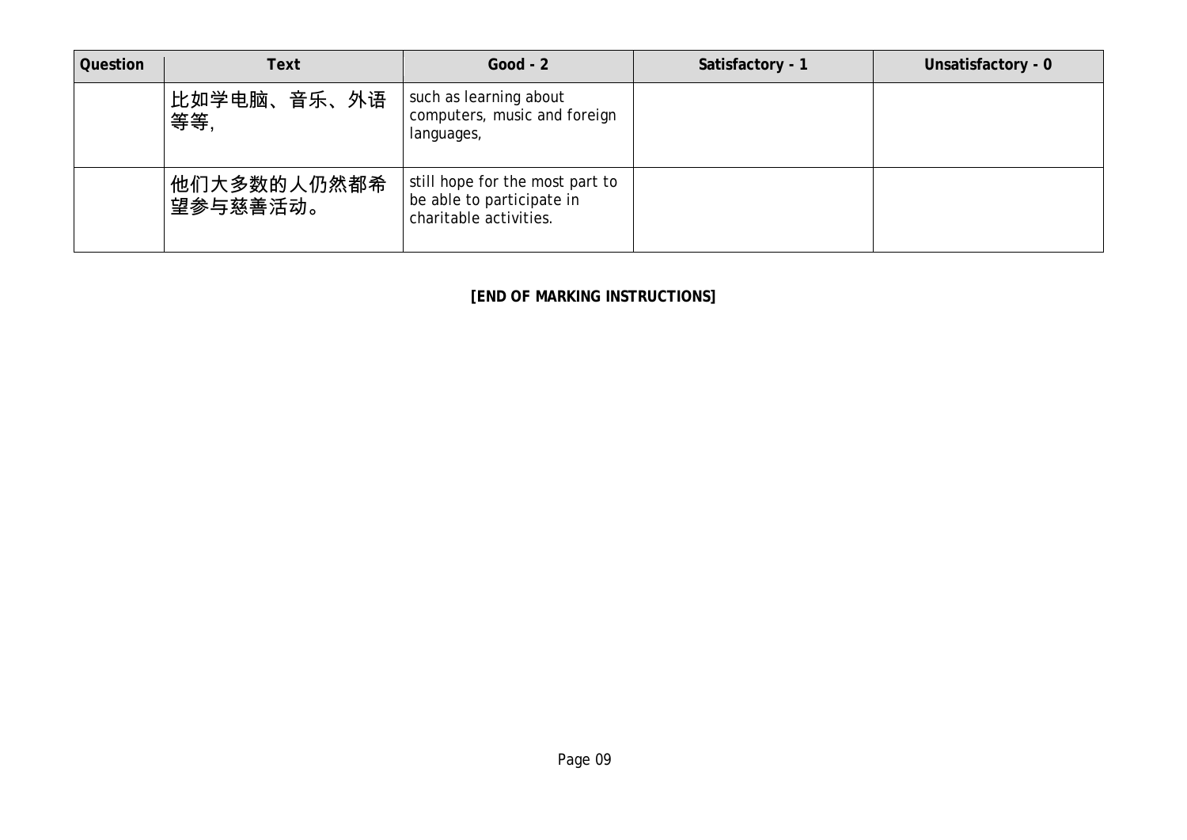| Question | Text | Good - 2 | Satisfactory - 1 | Unsatisfactory - 0 |
|---|---|---|---|---|
| | 比如学电脑、音乐、外语等等, | such as learning about computers, music and foreign languages, | | |
| | 他们大多数的人仍然都希望参与慈善活动。 | still hope for the most part to be able to participate in charitable activities. | | |

**[END OF MARKING INSTRUCTIONS]**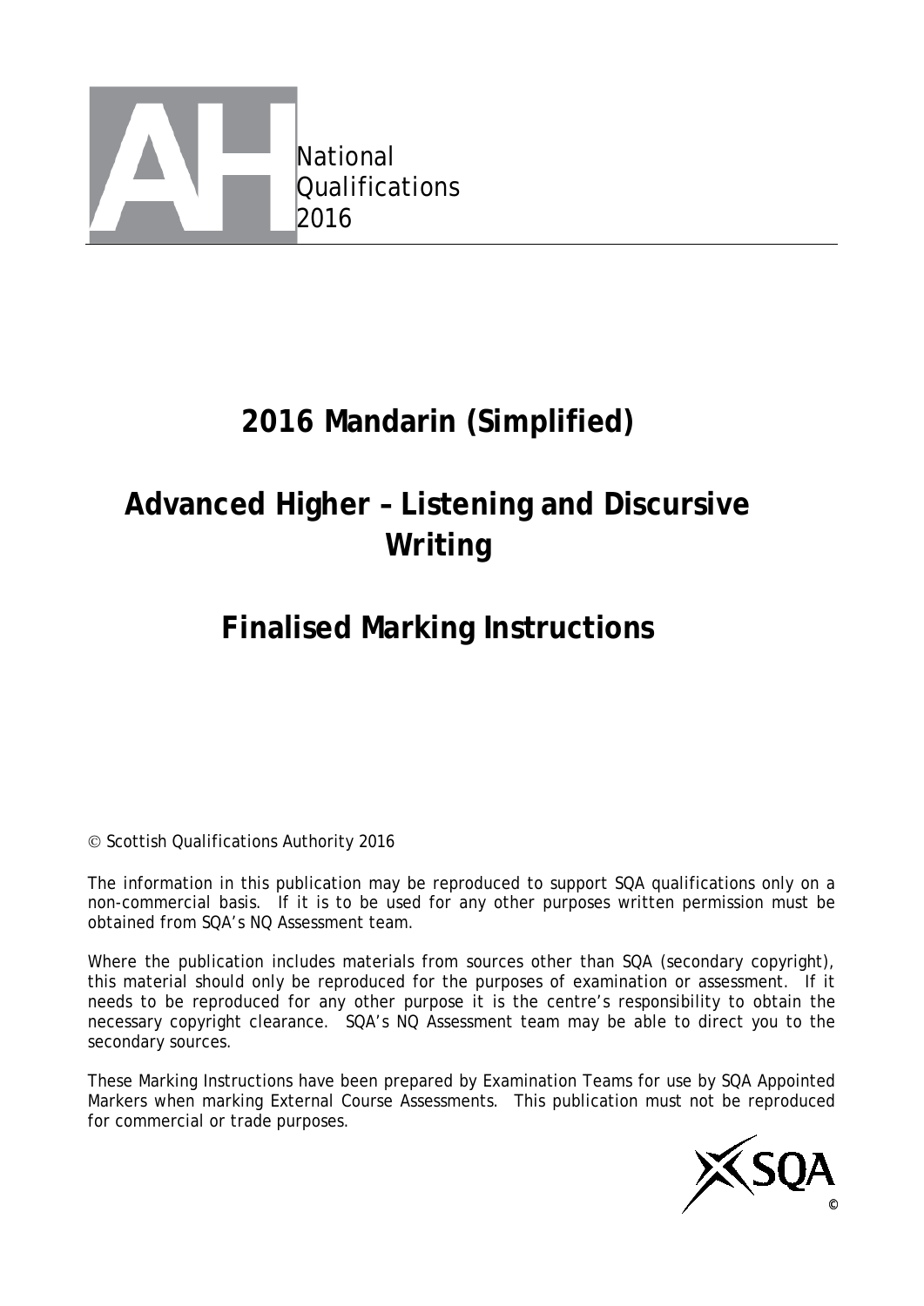National
Qualifications
2016

# 2016 Mandarin (Simplified)

# Advanced Higher – Listening and Discursive Writing

# Finalised Marking Instructions

© Scottish Qualifications Authority 2016

The information in this publication may be reproduced to support SQA qualifications only on a non-commercial basis. If it is to be used for any other purposes written permission must be obtained from SQA's NQ Assessment team.

Where the publication includes materials from sources other than SQA (secondary copyright), this material should only be reproduced for the purposes of examination or assessment. If it needs to be reproduced for any other purpose it is the centre's responsibility to obtain the necessary copyright clearance. SQA's NQ Assessment team may be able to direct you to the secondary sources.

These Marking Instructions have been prepared by Examination Teams for use by SQA Appointed Markers when marking External Course Assessments. This publication must not be reproduced for commercial or trade purposes.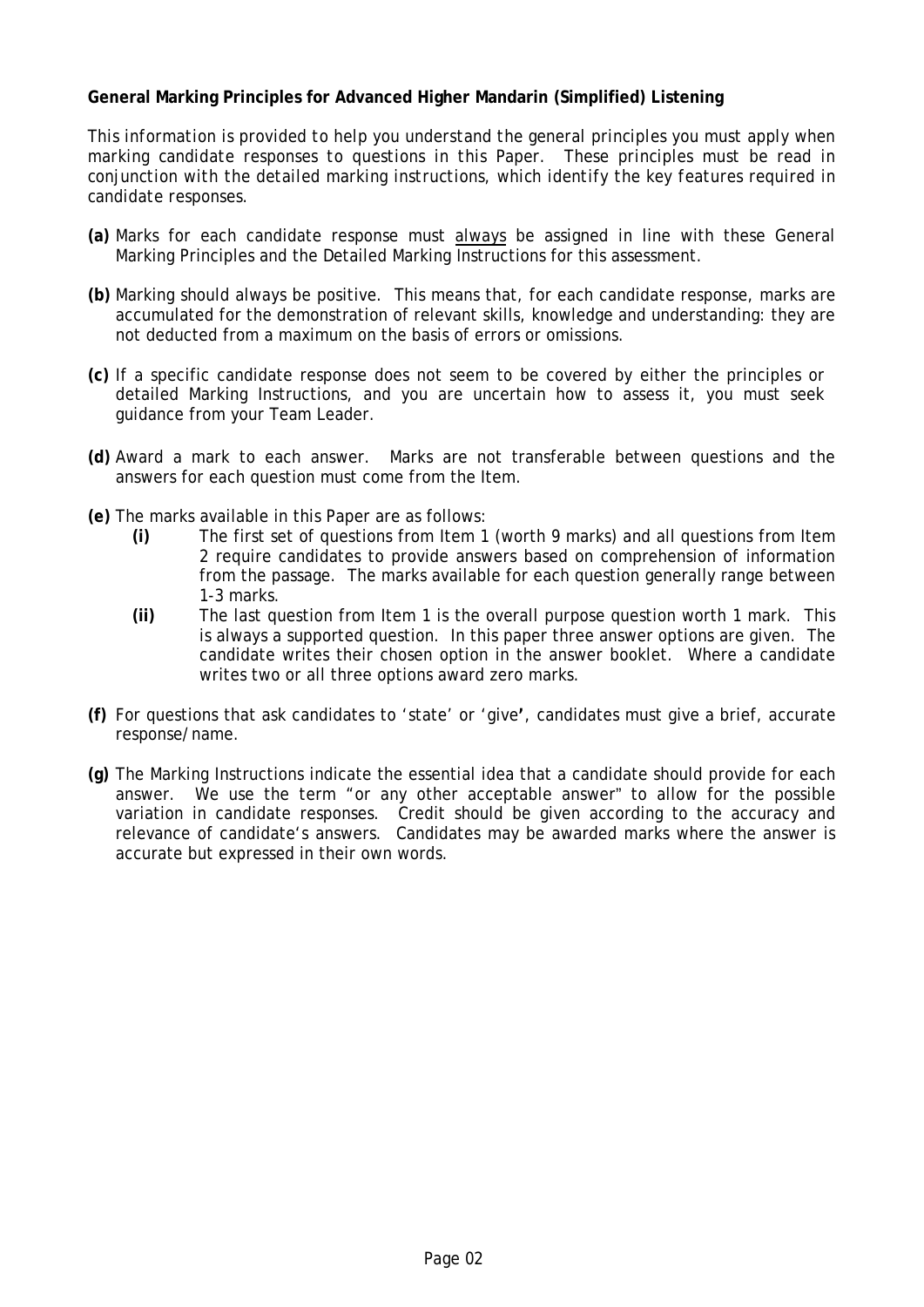**General Marking Principles for Advanced Higher Mandarin (Simplified) Listening**

*This information is provided to help you understand the general principles you must apply when marking candidate responses to questions in this Paper. These principles must be read in conjunction with the detailed marking instructions, which identify the key features required in candidate responses.*

**(a)** Marks for each candidate response must always be assigned in line with these General Marking Principles and the Detailed Marking Instructions for this assessment.

**(b)** Marking should always be positive. This means that, for each candidate response, marks are accumulated for the demonstration of relevant skills, knowledge and understanding: they are not deducted from a maximum on the basis of errors or omissions.

**(c)** If a specific candidate response does not seem to be covered by either the principles or detailed Marking Instructions, and you are uncertain how to assess it, you must seek guidance from your Team Leader.

**(d)** Award a mark to each answer. Marks are not transferable between questions and the answers for each question must come from the Item.

**(e)** The marks available in this Paper are as follows:

- **(i)** The first set of questions from Item 1 (worth 9 marks) and all questions from Item 2 require candidates to provide answers based on comprehension of information from the passage. The marks available for each question generally range between 1-3 marks.
- **(ii)** The last question from Item 1 is the overall purpose question worth 1 mark. This is always a supported question. In this paper three answer options are given. The candidate writes their chosen option in the answer booklet. Where a candidate writes two or all three options award zero marks.

**(f)** For questions that ask candidates to 'state' or 'give', candidates must give a brief, accurate response/name.

**(g)** The Marking Instructions indicate the essential idea that a candidate should provide for each answer. We use the term "or any other acceptable answer" to allow for the possible variation in candidate responses. Credit should be given according to the accuracy and relevance of candidate's answers. Candidates may be awarded marks where the answer is accurate but expressed in their own words.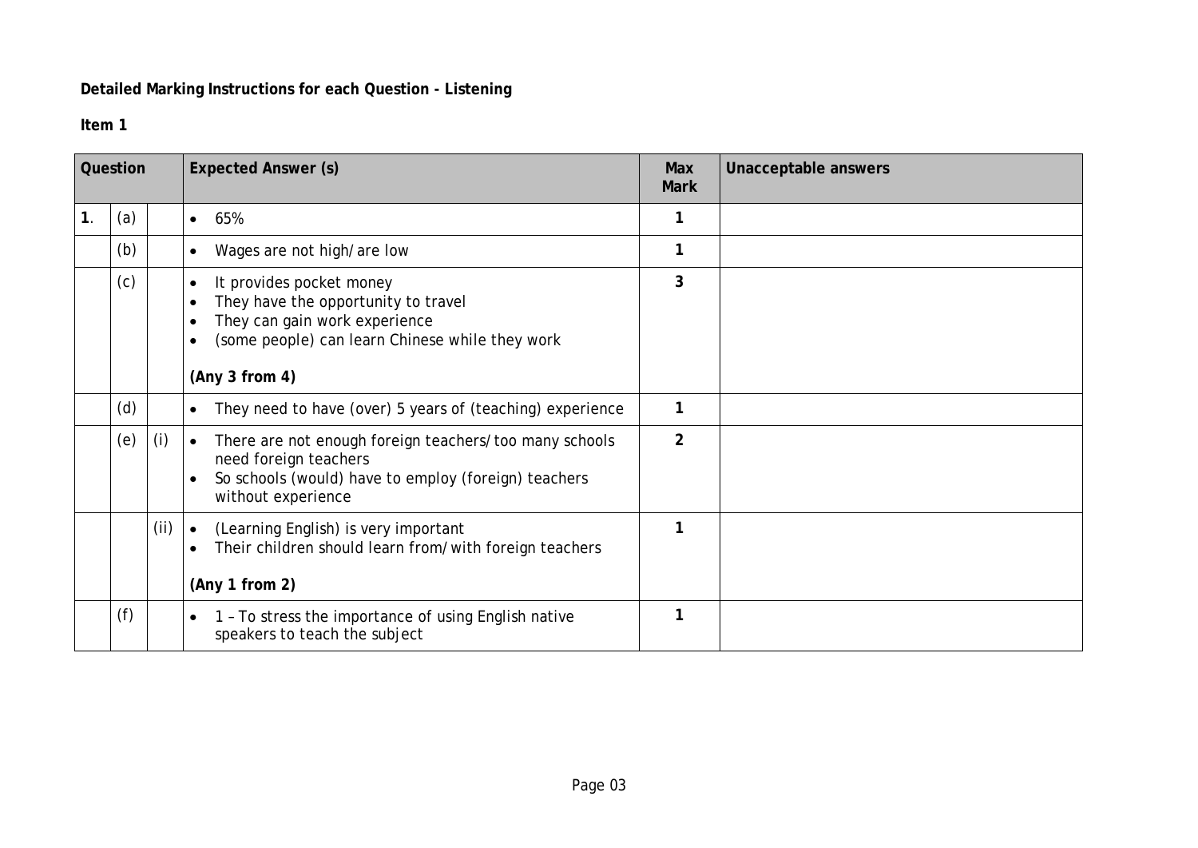**Detailed Marking Instructions for each Question - Listening**

**Item 1**

| Question | | | Expected Answer (s) | Max Mark | Unacceptable answers |
|---|---|---|---|---|---|
| **1**. | (a) | | • 65% | **1** | |
| | (b) | | • Wages are not high/are low | **1** | |
| | (c) | | • It provides pocket money<br>• They have the opportunity to travel<br>• They can gain work experience<br>• (some people) can learn Chinese while they work<br><br>**(Any 3 from 4)** | **3** | |
| | (d) | | • They need to have (over) 5 years of (teaching) experience | **1** | |
| | (e) | (i) | • There are not enough foreign teachers/too many schools need foreign teachers<br>• So schools (would) have to employ (foreign) teachers without experience | **2** | |
| | | (ii) | • (Learning English) is very important<br>• Their children should learn from/with foreign teachers<br><br>**(Any 1 from 2)** | **1** | |
| | (f) | | • 1 – To stress the importance of using English native speakers to teach the subject | **1** | |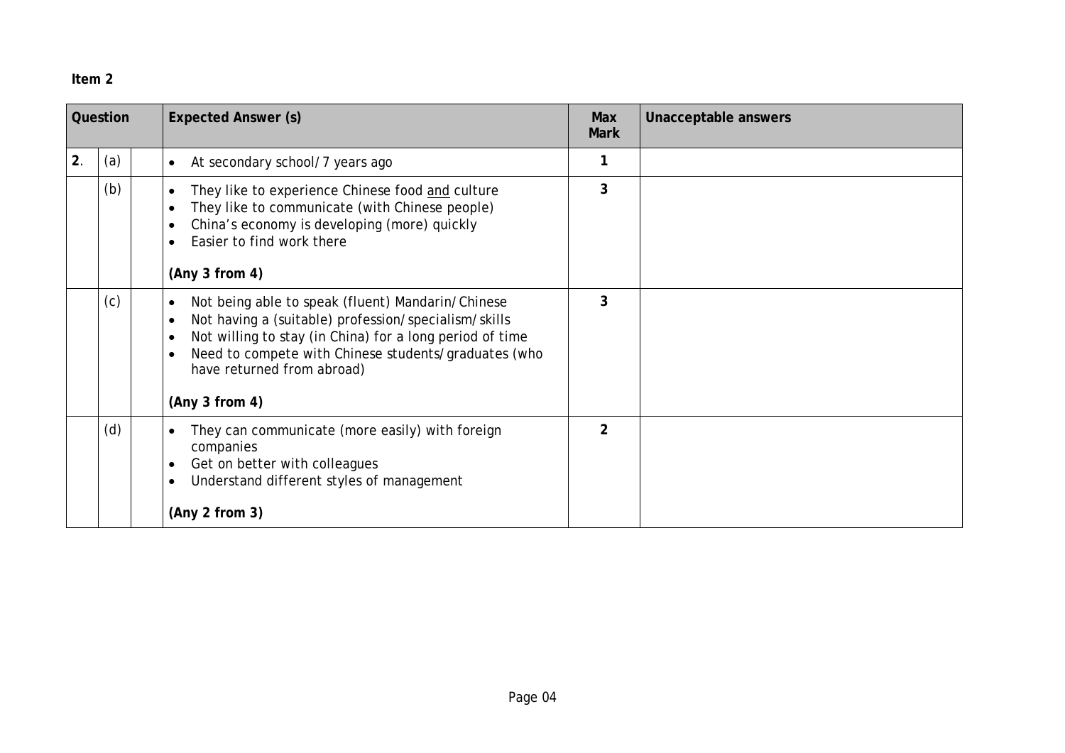**Item 2**

| Question | | | Expected Answer (s) | Max Mark | Unacceptable answers |
|---|---|---|---|---|---|
| 2. | (a) | | • At secondary school/7 years ago | 1 | |
| | (b) | | • They like to experience Chinese food <u>and</u> culture<br>• They like to communicate (with Chinese people)<br>• China's economy is developing (more) quickly<br>• Easier to find work there<br><br>**(Any 3 from 4)** | 3 | |
| | (c) | | • Not being able to speak (fluent) Mandarin/Chinese<br>• Not having a (suitable) profession/specialism/skills<br>• Not willing to stay (in China) for a long period of time<br>• Need to compete with Chinese students/graduates (who have returned from abroad)<br><br>**(Any 3 from 4)** | 3 | |
| | (d) | | • They can communicate (more easily) with foreign companies<br>• Get on better with colleagues<br>• Understand different styles of management<br><br>**(Any 2 from 3)** | 2 | |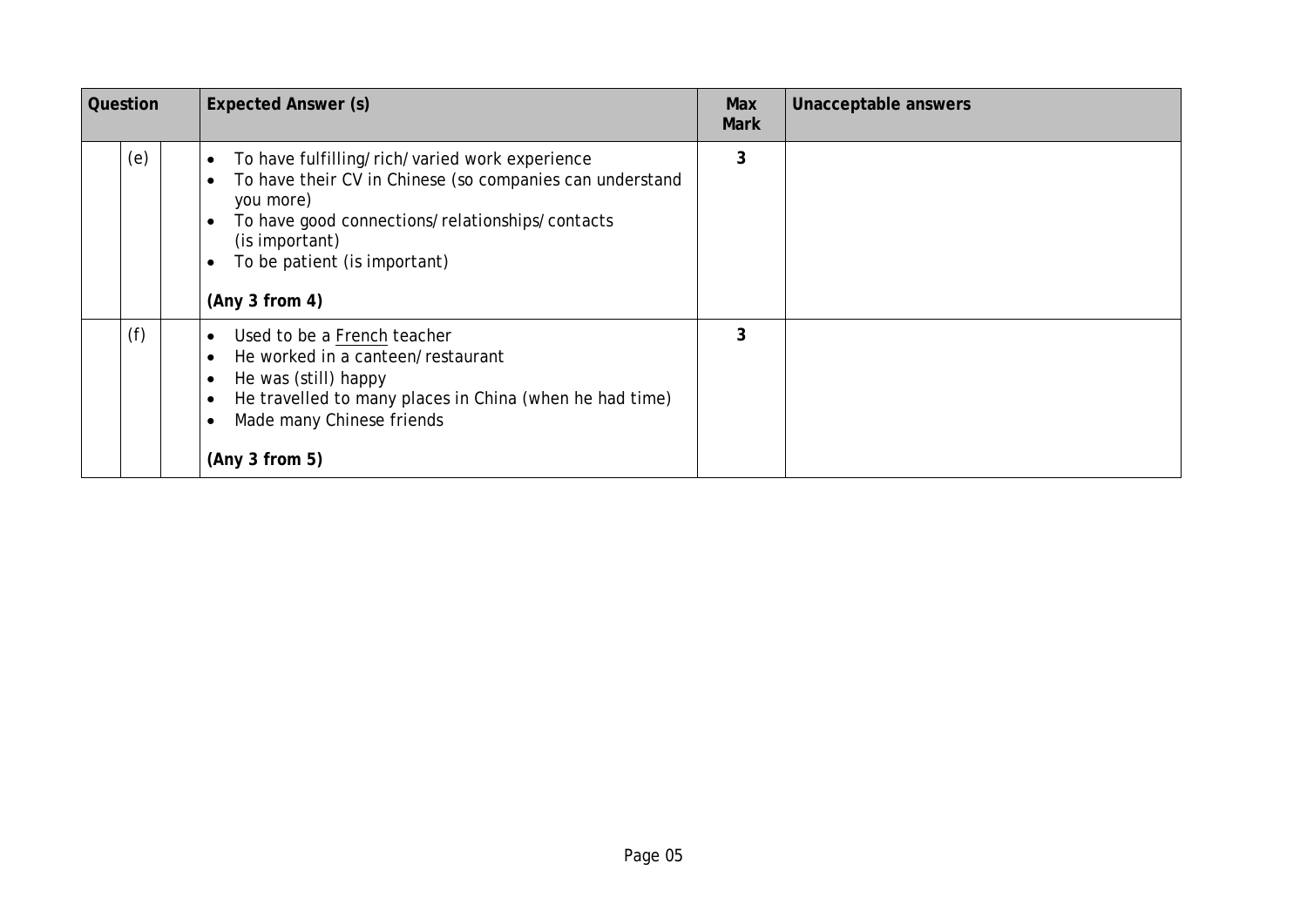| Question | | | Expected Answer (s) | Max Mark | Unacceptable answers |
|---|---|---|---|---|---|
| | (e) | | • To have fulfilling/rich/varied work experience<br>• To have their CV in Chinese (so companies can understand you more)<br>• To have good connections/relationships/contacts (is important)<br>• To be patient (is important)<br><br>**(Any 3 from 4)** | 3 | |
| | (f) | | • Used to be a French teacher<br>• He worked in a canteen/restaurant<br>• He was (still) happy<br>• He travelled to many places in China (when he had time)<br>• Made many Chinese friends<br><br>**(Any 3 from 5)** | 3 | |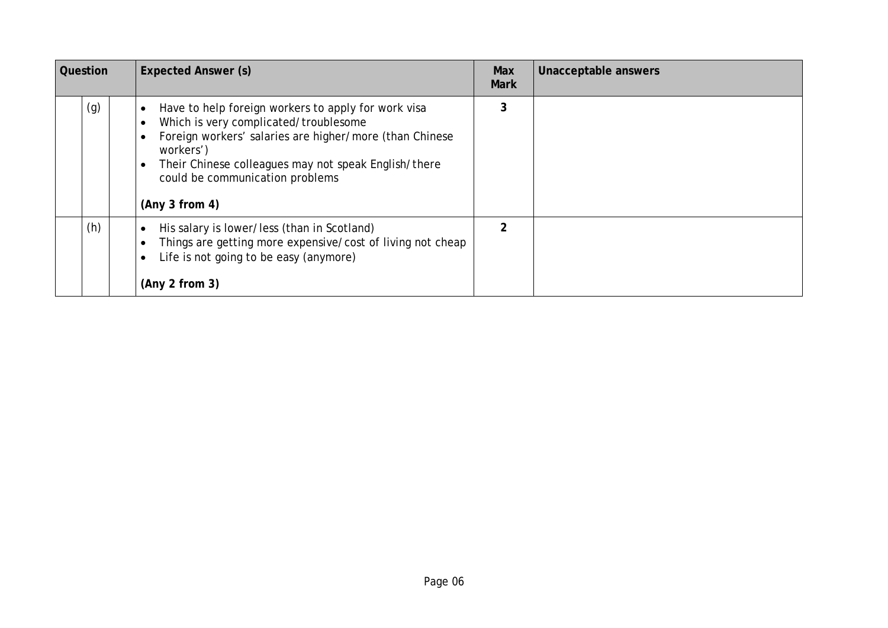| Question | | | Expected Answer (s) | Max Mark | Unacceptable answers |
|---|---|---|---|---|---|
| | (g) | | • Have to help foreign workers to apply for work visa<br>• Which is very complicated/troublesome<br>• Foreign workers' salaries are higher/more (than Chinese workers')<br>• Their Chinese colleagues may not speak English/there could be communication problems<br><br>**(Any 3 from 4)** | 3 | |
| | (h) | | • His salary is lower/less (than in Scotland)<br>• Things are getting more expensive/cost of living not cheap<br>• Life is not going to be easy (anymore)<br><br>**(Any 2 from 3)** | 2 | |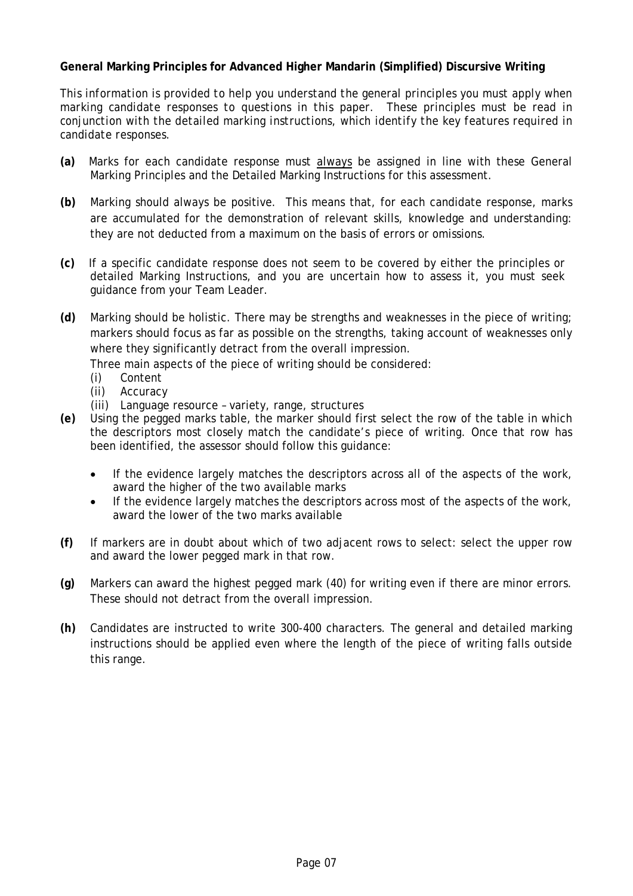**General Marking Principles for Advanced Higher Mandarin (Simplified) Discursive Writing**

*This information is provided to help you understand the general principles you must apply when marking candidate responses to questions in this paper. These principles must be read in conjunction with the detailed marking instructions, which identify the key features required in candidate responses.*

**(a)** Marks for each candidate response must always be assigned in line with these General Marking Principles and the Detailed Marking Instructions for this assessment.

**(b)** Marking should always be positive. This means that, for each candidate response, marks are accumulated for the demonstration of relevant skills, knowledge and understanding: they are not deducted from a maximum on the basis of errors or omissions.

**(c)** If a specific candidate response does not seem to be covered by either the principles or detailed Marking Instructions, and you are uncertain how to assess it, you must seek guidance from your Team Leader.

**(d)** Marking should be holistic. There may be strengths and weaknesses in the piece of writing; markers should focus as far as possible on the strengths, taking account of weaknesses only where they significantly detract from the overall impression.

Three main aspects of the piece of writing should be considered:

(i) Content
(ii) Accuracy
(iii) Language resource – variety, range, structures

**(e)** Using the pegged marks table, the marker should first select the row of the table in which the descriptors most closely match the candidate's piece of writing. Once that row has been identified, the assessor should follow this guidance:

- If the evidence largely matches the descriptors across all of the aspects of the work, award the higher of the two available marks
- If the evidence largely matches the descriptors across most of the aspects of the work, award the lower of the two marks available

**(f)** If markers are in doubt about which of two adjacent rows to select: select the upper row and award the lower pegged mark in that row.

**(g)** Markers can award the highest pegged mark (40) for writing even if there are minor errors. These should not detract from the overall impression.

**(h)** Candidates are instructed to write 300-400 characters. The general and detailed marking instructions should be applied even where the length of the piece of writing falls outside this range.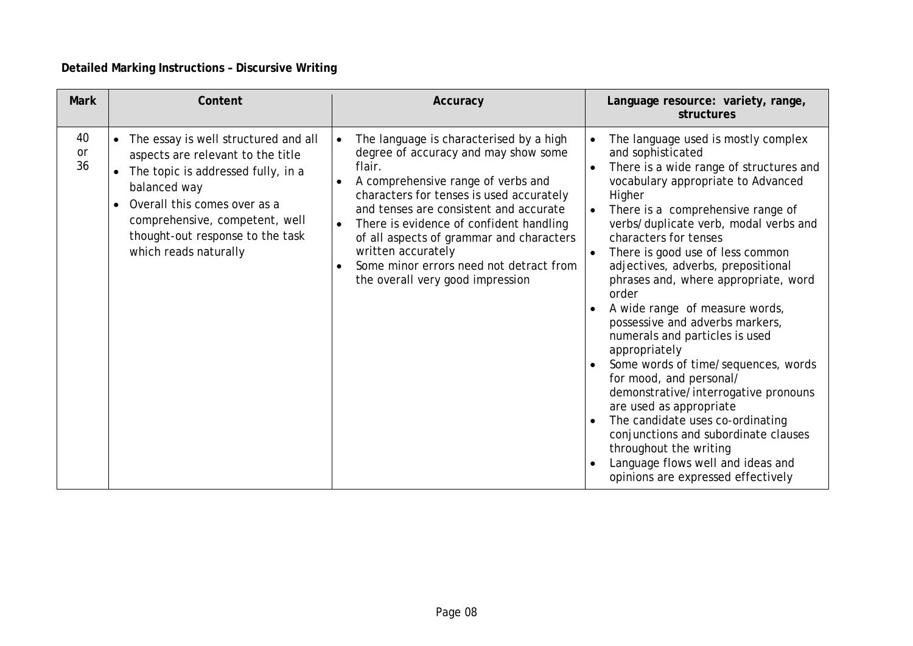**Detailed Marking Instructions – Discursive Writing**

| Mark | Content | Accuracy | Language resource: variety, range, structures |
|---|---|---|---|
| 40 or 36 | • The essay is well structured and all aspects are relevant to the title<br>• The topic is addressed fully, in a balanced way<br>• Overall this comes over as a comprehensive, competent, well thought-out response to the task which reads naturally | • The language is characterised by a high degree of accuracy and may show some flair.<br>• A comprehensive range of verbs and characters for tenses is used accurately and tenses are consistent and accurate<br>• There is evidence of confident handling of all aspects of grammar and characters written accurately<br>• Some minor errors need not detract from the overall very good impression | • The language used is mostly complex and sophisticated<br>• There is a wide range of structures and vocabulary appropriate to Advanced Higher<br>• There is a comprehensive range of verbs/duplicate verb, modal verbs and characters for tenses<br>• There is good use of less common adjectives, adverbs, prepositional phrases and, where appropriate, word order<br>• A wide range of measure words, possessive and adverbs markers, numerals and particles is used appropriately<br>• Some words of time/sequences, words for mood, and personal/ demonstrative/interrogative pronouns are used as appropriate<br>• The candidate uses co-ordinating conjunctions and subordinate clauses throughout the writing<br>• Language flows well and ideas and opinions are expressed effectively |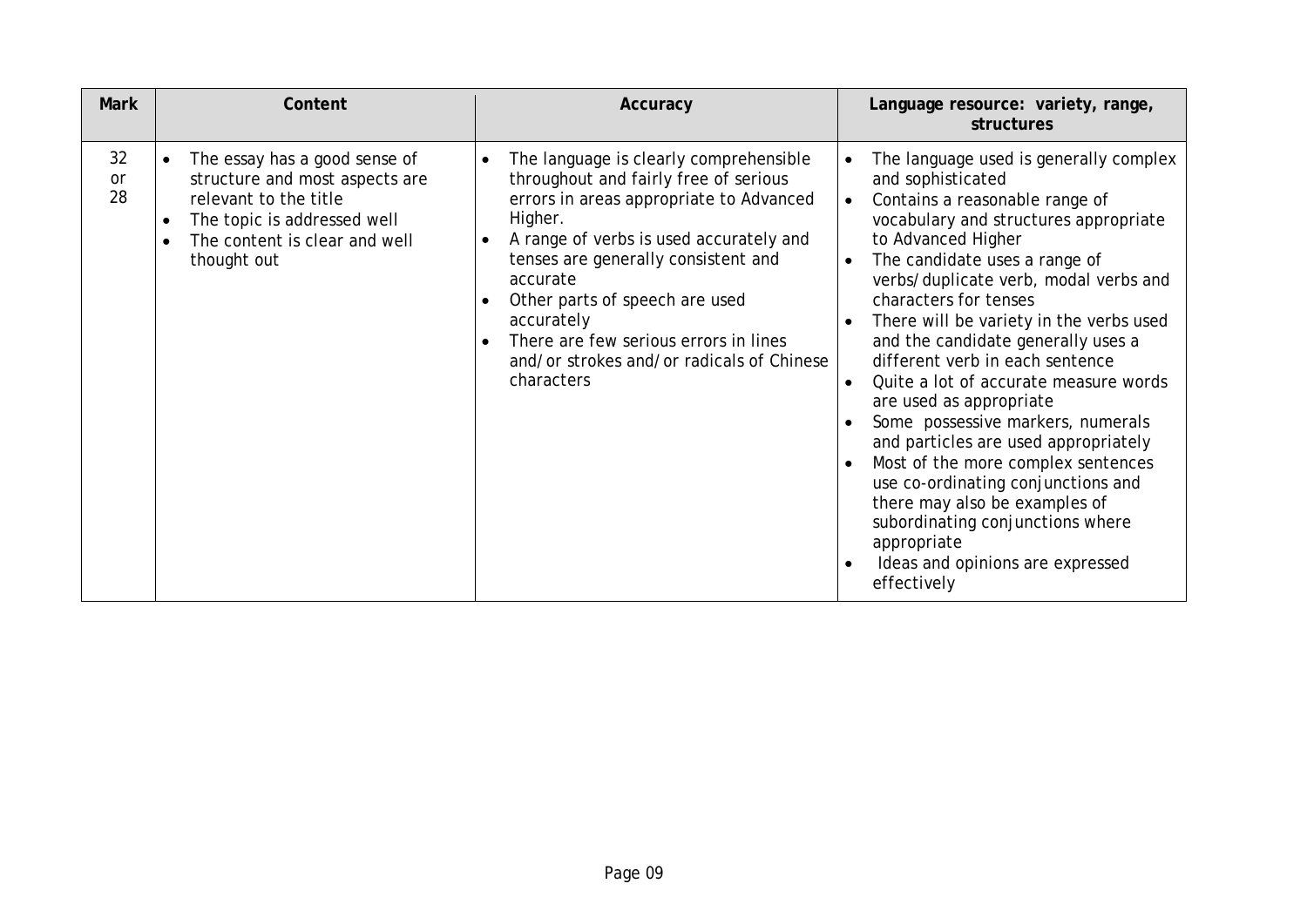| Mark | Content | Accuracy | Language resource: variety, range, structures |
| --- | --- | --- | --- |
| 32 or 28 | • The essay has a good sense of structure and most aspects are relevant to the title<br>• The topic is addressed well<br>• The content is clear and well thought out | • The language is clearly comprehensible throughout and fairly free of serious errors in areas appropriate to Advanced Higher.<br>• A range of verbs is used accurately and tenses are generally consistent and accurate<br>• Other parts of speech are used accurately<br>• There are few serious errors in lines and/or strokes and/or radicals of Chinese characters | • The language used is generally complex and sophisticated<br>• Contains a reasonable range of vocabulary and structures appropriate to Advanced Higher<br>• The candidate uses a range of verbs/duplicate verb, modal verbs and characters for tenses<br>• There will be variety in the verbs used and the candidate generally uses a different verb in each sentence<br>• Quite a lot of accurate measure words are used as appropriate<br>• Some possessive markers, numerals and particles are used appropriately<br>• Most of the more complex sentences use co-ordinating conjunctions and there may also be examples of subordinating conjunctions where appropriate<br>• Ideas and opinions are expressed effectively |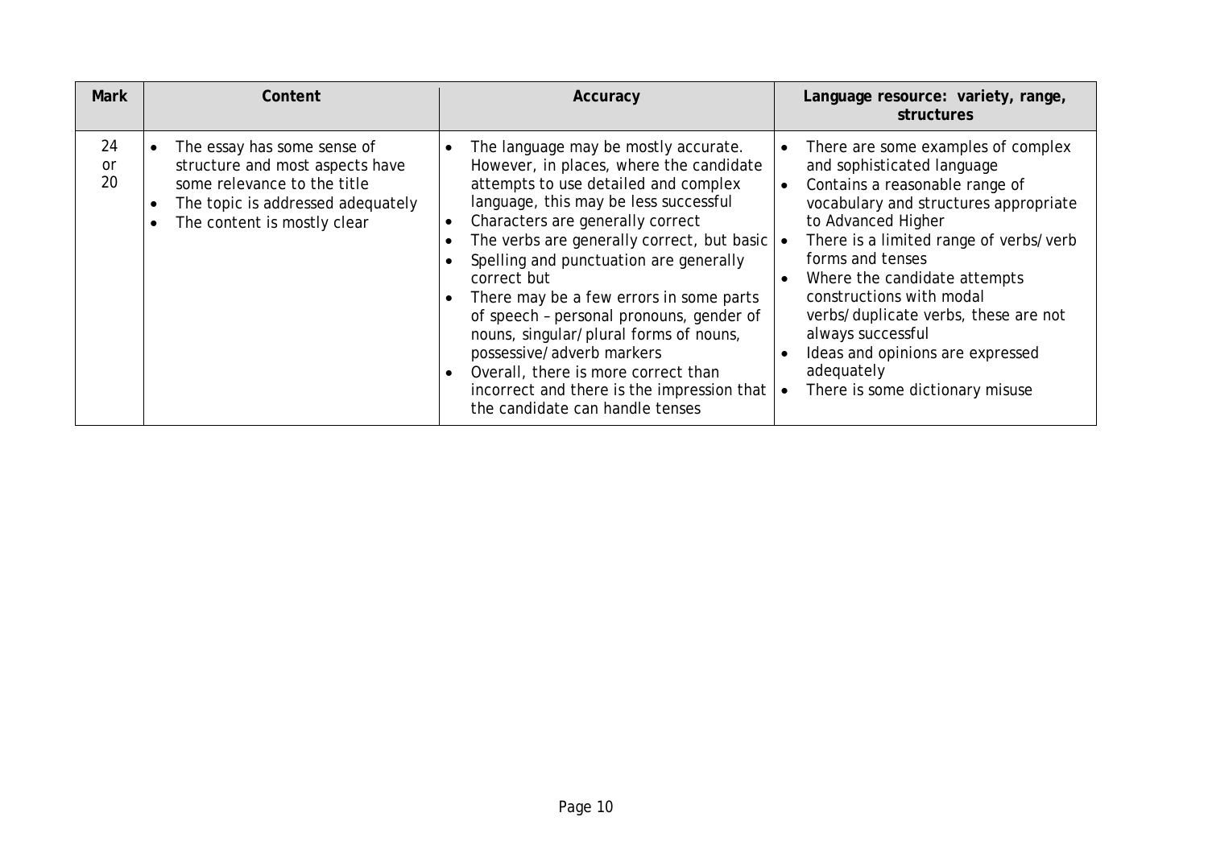| Mark | Content | Accuracy | Language resource: variety, range, structures |
|---|---|---|---|
| 24 or 20 | • The essay has some sense of structure and most aspects have some relevance to the title<br>• The topic is addressed adequately<br>• The content is mostly clear | • The language may be mostly accurate. However, in places, where the candidate attempts to use detailed and complex language, this may be less successful<br>• Characters are generally correct<br>• The verbs are generally correct, but basic<br>• Spelling and punctuation are generally correct but<br>• There may be a few errors in some parts of speech – personal pronouns, gender of nouns, singular/plural forms of nouns, possessive/adverb markers<br>• Overall, there is more correct than incorrect and there is the impression that the candidate can handle tenses | • There are some examples of complex and sophisticated language<br>• Contains a reasonable range of vocabulary and structures appropriate to Advanced Higher<br>• There is a limited range of verbs/verb forms and tenses<br>• Where the candidate attempts constructions with modal verbs/duplicate verbs, these are not always successful<br>• Ideas and opinions are expressed adequately<br>• There is some dictionary misuse |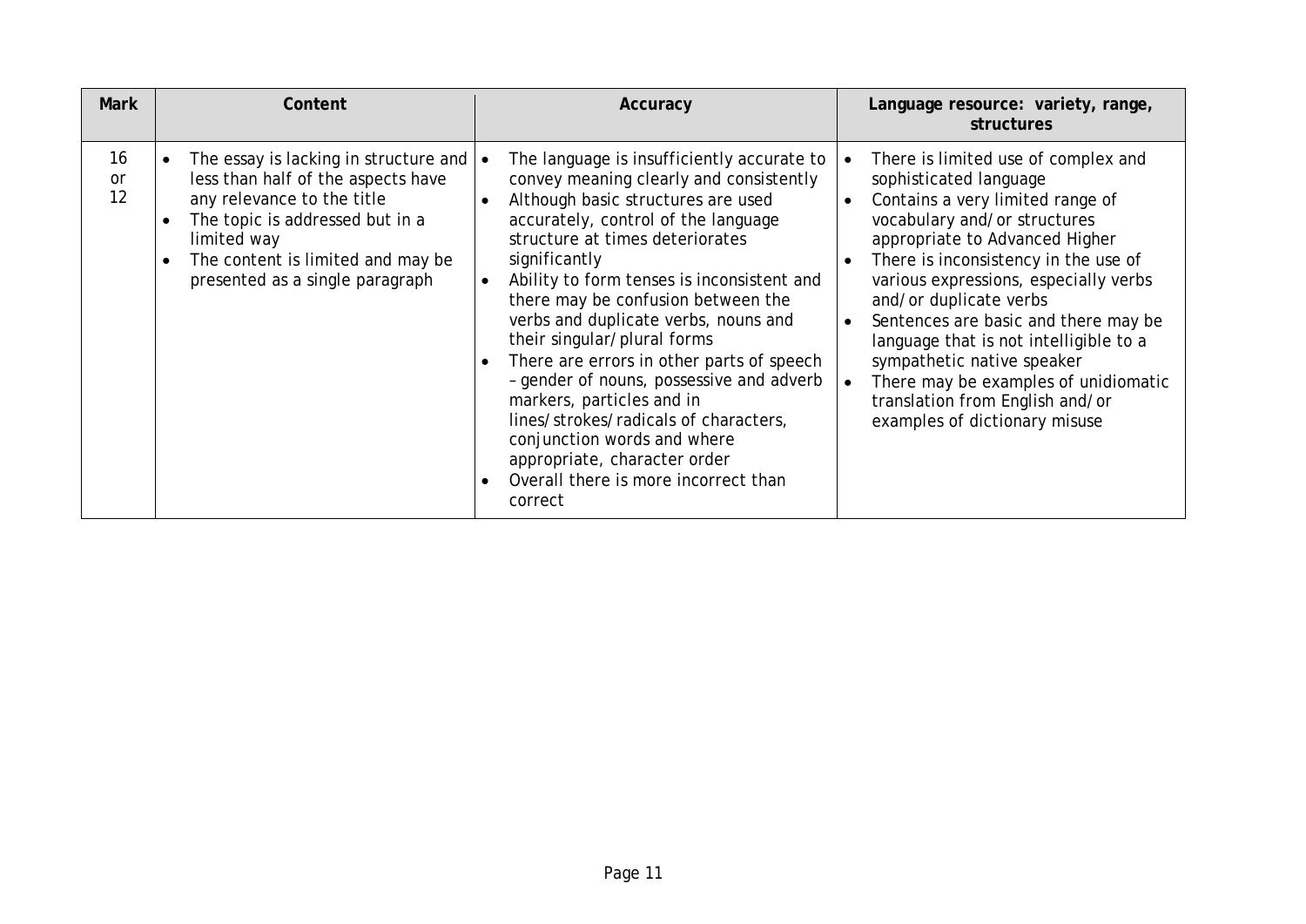| Mark | Content | Accuracy | Language resource: variety, range, structures |
| --- | --- | --- | --- |
| 16 or 12 | • The essay is lacking in structure and less than half of the aspects have any relevance to the title<br>• The topic is addressed but in a limited way<br>• The content is limited and may be presented as a single paragraph | • The language is insufficiently accurate to convey meaning clearly and consistently<br>• Although basic structures are used accurately, control of the language structure at times deteriorates significantly<br>• Ability to form tenses is inconsistent and there may be confusion between the verbs and duplicate verbs, nouns and their singular/plural forms<br>• There are errors in other parts of speech – gender of nouns, possessive and adverb markers, particles and in lines/strokes/radicals of characters, conjunction words and where appropriate, character order<br>• Overall there is more incorrect than correct | • There is limited use of complex and sophisticated language<br>• Contains a very limited range of vocabulary and/or structures appropriate to Advanced Higher<br>• There is inconsistency in the use of various expressions, especially verbs and/or duplicate verbs<br>• Sentences are basic and there may be language that is not intelligible to a sympathetic native speaker<br>• There may be examples of unidiomatic translation from English and/or examples of dictionary misuse |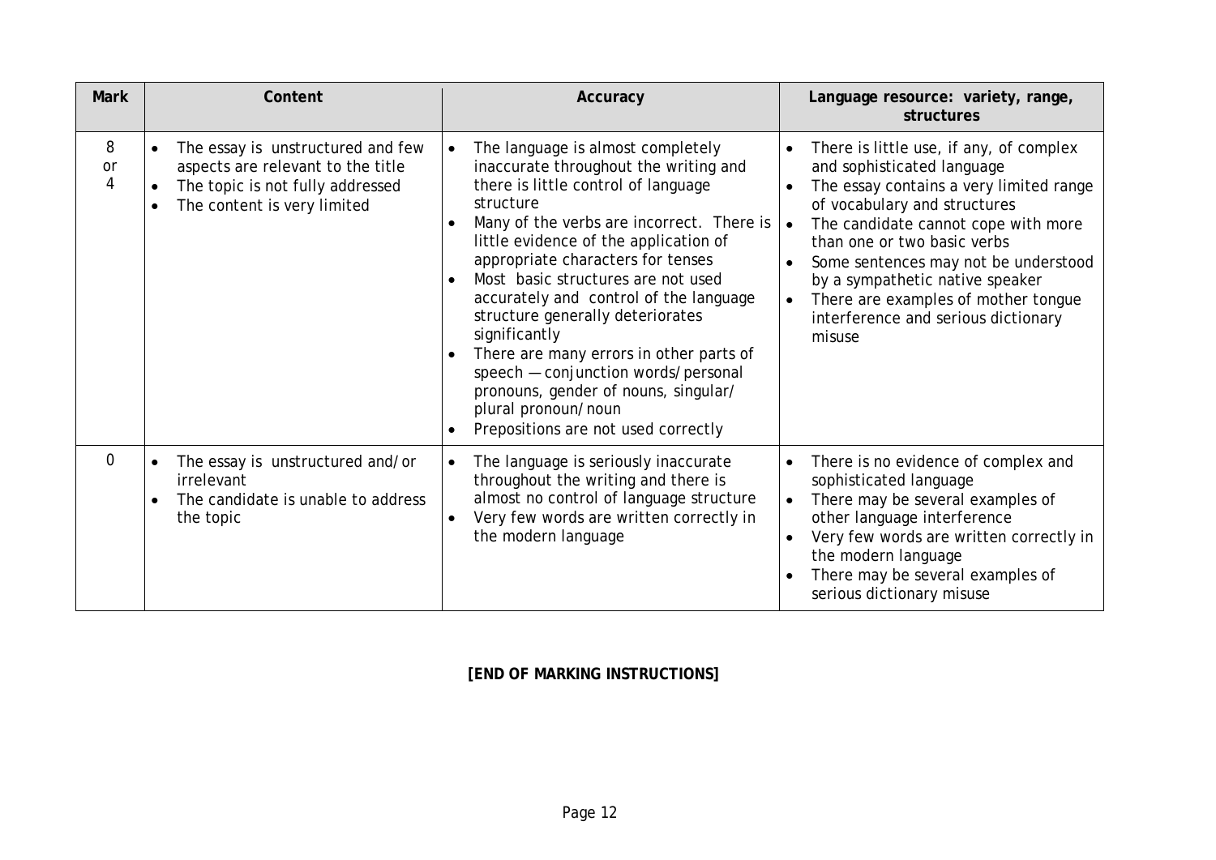| Mark | Content | Accuracy | Language resource: variety, range, structures |
| --- | --- | --- | --- |
| 8 or 4 | • The essay is unstructured and few aspects are relevant to the title<br>• The topic is not fully addressed<br>• The content is very limited | • The language is almost completely inaccurate throughout the writing and there is little control of language structure<br>• Many of the verbs are incorrect. There is little evidence of the application of appropriate characters for tenses<br>• Most basic structures are not used accurately and control of the language structure generally deteriorates significantly<br>• There are many errors in other parts of speech — conjunction words/personal pronouns, gender of nouns, singular/plural pronoun/noun<br>• Prepositions are not used correctly | • There is little use, if any, of complex and sophisticated language<br>• The essay contains a very limited range of vocabulary and structures<br>• The candidate cannot cope with more than one or two basic verbs<br>• Some sentences may not be understood by a sympathetic native speaker<br>• There are examples of mother tongue interference and serious dictionary misuse |
| 0 | • The essay is unstructured and/or irrelevant<br>• The candidate is unable to address the topic | • The language is seriously inaccurate throughout the writing and there is almost no control of language structure<br>• Very few words are written correctly in the modern language | • There is no evidence of complex and sophisticated language<br>• There may be several examples of other language interference<br>• Very few words are written correctly in the modern language<br>• There may be several examples of serious dictionary misuse |

**[END OF MARKING INSTRUCTIONS]**